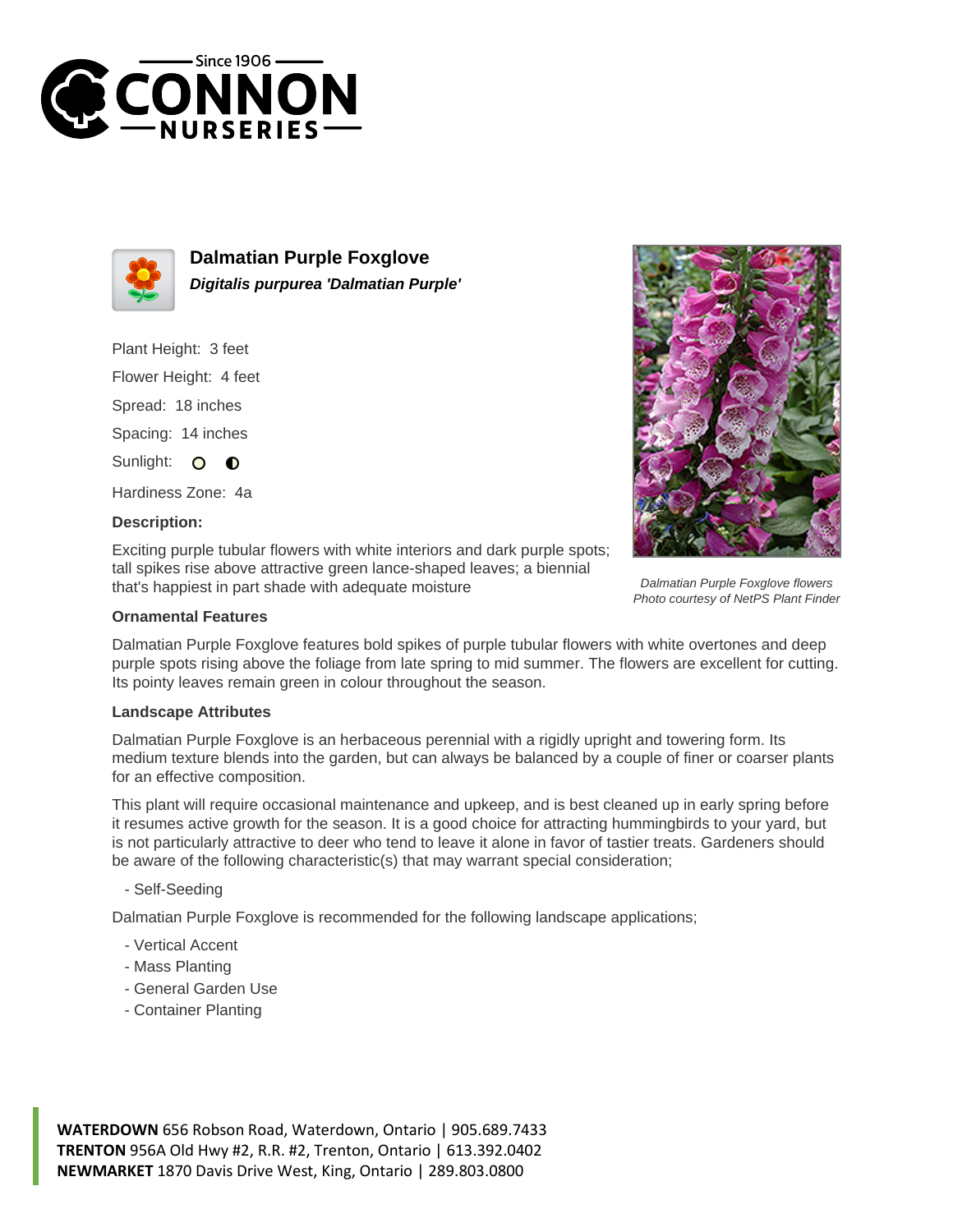# Dalmatian Purple Foxglove

***Digitalis purpurea 'Dalmatian Purple'***

Plant Height: 3 feet

Flower Height: 4 feet

Spread: 18 inches

Spacing: 14 inches

Sunlight:

Hardiness Zone: 4a

**Description:**

Exciting purple tubular flowers with white interiors and dark purple spots; tall spikes rise above attractive green lance-shaped leaves; a biennial that's happiest in part shade with adequate moisture

*Dalmatian Purple Foxglove flowers*
*Photo courtesy of NetPS Plant Finder*

### Ornamental Features

Dalmatian Purple Foxglove features bold spikes of purple tubular flowers with white overtones and deep purple spots rising above the foliage from late spring to mid summer. The flowers are excellent for cutting. Its pointy leaves remain green in colour throughout the season.

### Landscape Attributes

Dalmatian Purple Foxglove is an herbaceous perennial with a rigidly upright and towering form. Its medium texture blends into the garden, but can always be balanced by a couple of finer or coarser plants for an effective composition.

This plant will require occasional maintenance and upkeep, and is best cleaned up in early spring before it resumes active growth for the season. It is a good choice for attracting hummingbirds to your yard, but is not particularly attractive to deer who tend to leave it alone in favor of tastier treats. Gardeners should be aware of the following characteristic(s) that may warrant special consideration;

- Self-Seeding

Dalmatian Purple Foxglove is recommended for the following landscape applications;

- Vertical Accent
- Mass Planting
- General Garden Use
- Container Planting

**WATERDOWN** 656 Robson Road, Waterdown, Ontario | 905.689.7433
**TRENTON** 956A Old Hwy #2, R.R. #2, Trenton, Ontario | 613.392.0402
**NEWMARKET** 1870 Davis Drive West, King, Ontario | 289.803.0800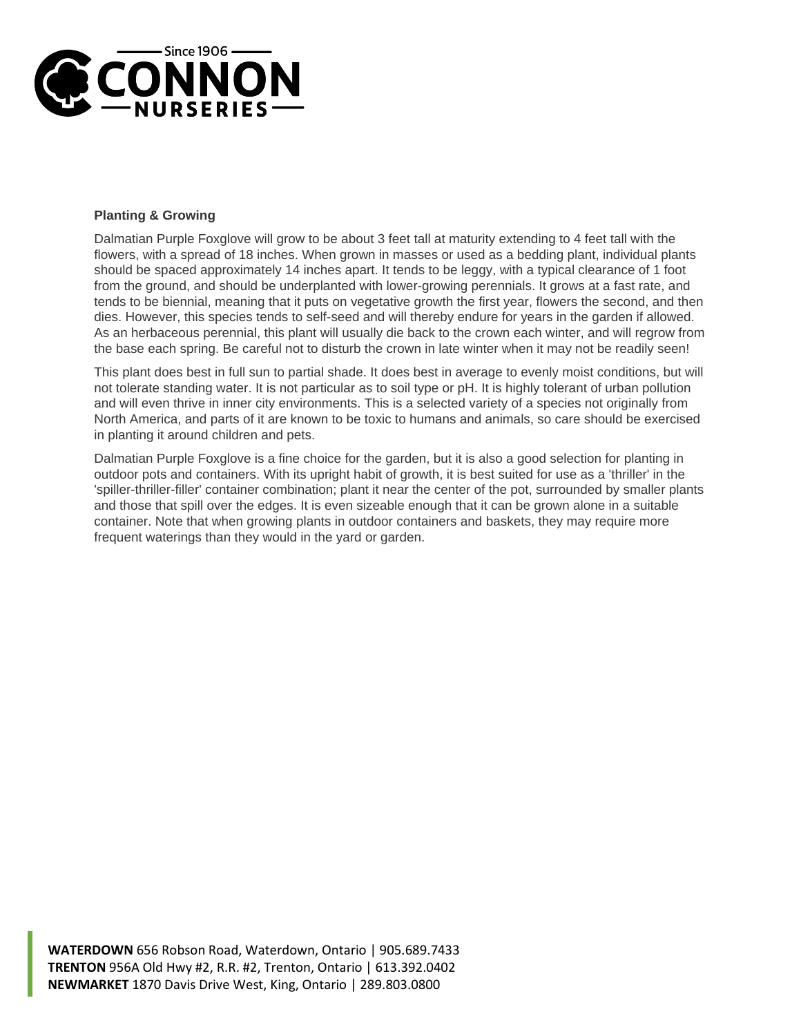**Planting & Growing**

Dalmatian Purple Foxglove will grow to be about 3 feet tall at maturity extending to 4 feet tall with the flowers, with a spread of 18 inches. When grown in masses or used as a bedding plant, individual plants should be spaced approximately 14 inches apart. It tends to be leggy, with a typical clearance of 1 foot from the ground, and should be underplanted with lower-growing perennials. It grows at a fast rate, and tends to be biennial, meaning that it puts on vegetative growth the first year, flowers the second, and then dies. However, this species tends to self-seed and will thereby endure for years in the garden if allowed. As an herbaceous perennial, this plant will usually die back to the crown each winter, and will regrow from the base each spring. Be careful not to disturb the crown in late winter when it may not be readily seen!

This plant does best in full sun to partial shade. It does best in average to evenly moist conditions, but will not tolerate standing water. It is not particular as to soil type or pH. It is highly tolerant of urban pollution and will even thrive in inner city environments. This is a selected variety of a species not originally from North America, and parts of it are known to be toxic to humans and animals, so care should be exercised in planting it around children and pets.

Dalmatian Purple Foxglove is a fine choice for the garden, but it is also a good selection for planting in outdoor pots and containers. With its upright habit of growth, it is best suited for use as a 'thriller' in the 'spiller-thriller-filler' container combination; plant it near the center of the pot, surrounded by smaller plants and those that spill over the edges. It is even sizeable enough that it can be grown alone in a suitable container. Note that when growing plants in outdoor containers and baskets, they may require more frequent waterings than they would in the yard or garden.